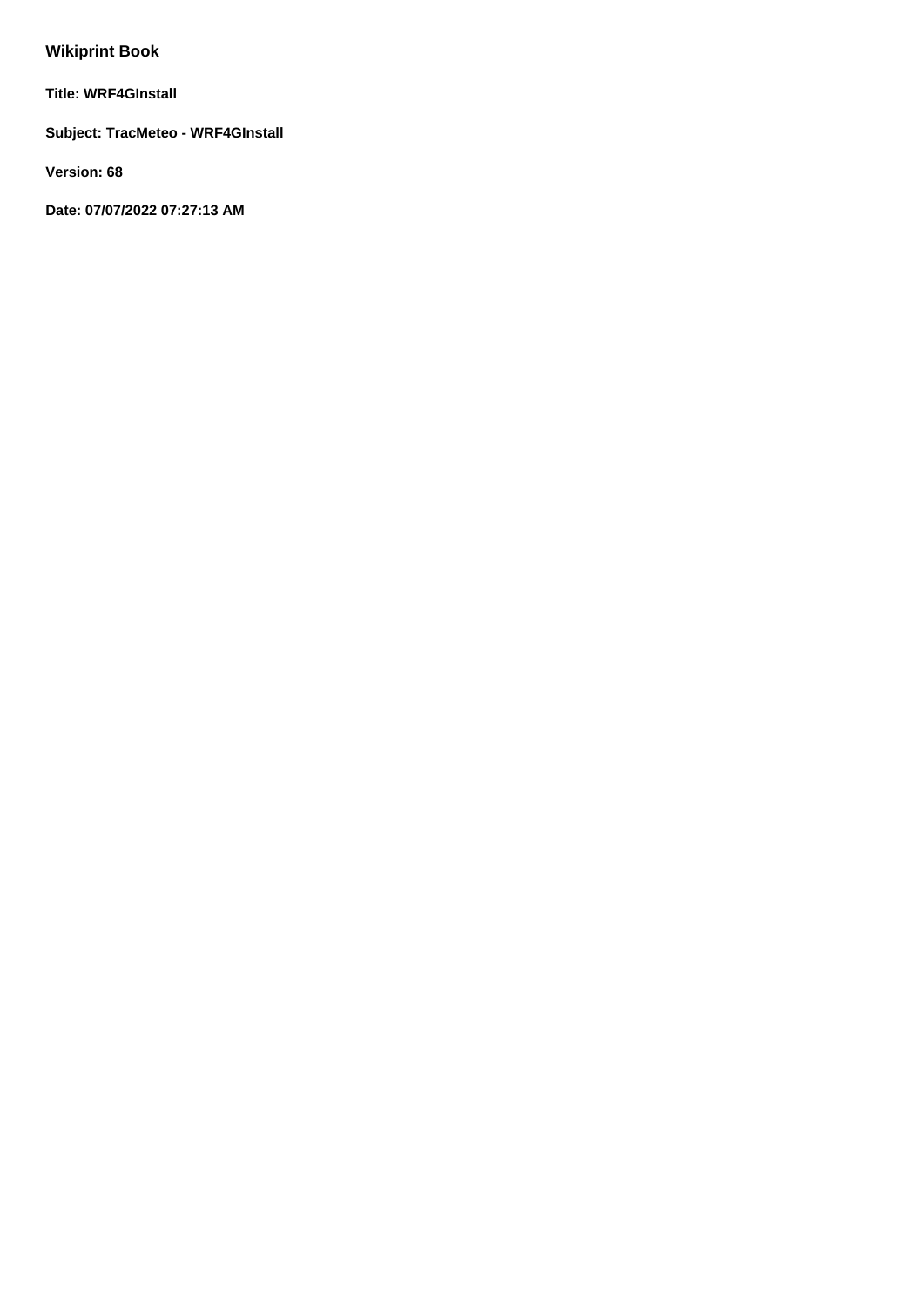# Wikiprint Book

**Title: WRF4GInstall**

**Subject: TracMeteo - WRF4GInstall**

**Version: 68**

**Date: 07/07/2022 07:27:13 AM**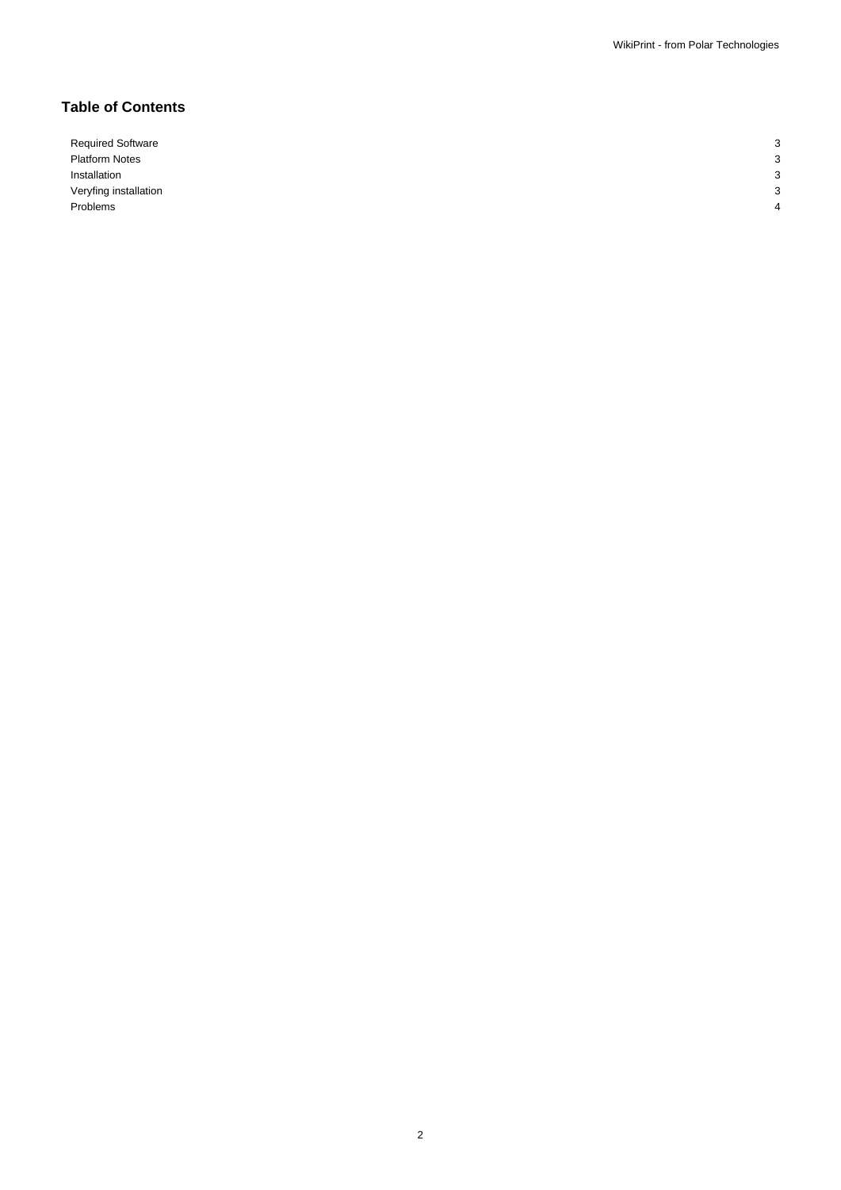## Table of Contents

| | |
|---|---|
| Required Software | 3 |
| Platform Notes | 3 |
| Installation | 3 |
| Veryfing installation | 3 |
| Problems | 4 |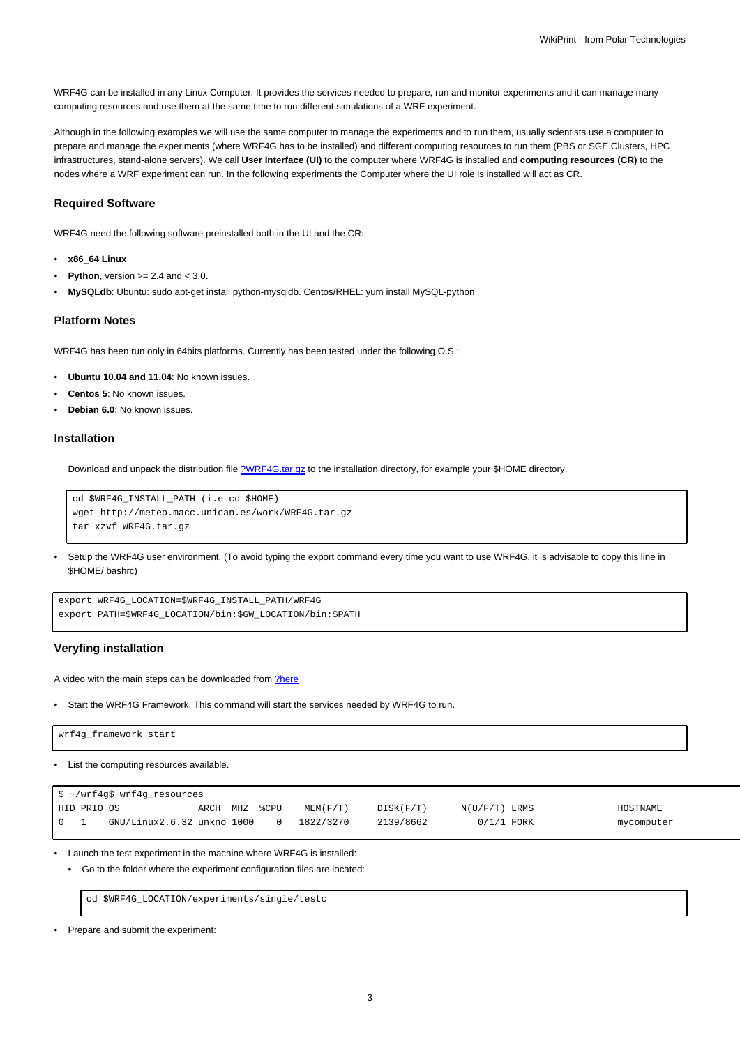WRF4G can be installed in any Linux Computer. It provides the services needed to prepare, run and monitor experiments and it can manage many computing resources and use them at the same time to run different simulations of a WRF experiment.

Although in the following examples we will use the same computer to manage the experiments and to run them, usually scientists use a computer to prepare and manage the experiments (where WRF4G has to be installed) and different computing resources to run them (PBS or SGE Clusters, HPC infrastructures, stand-alone servers). We call **User Interface (UI)** to the computer where WRF4G is installed and **computing resources (CR)** to the nodes where a WRF experiment can run. In the following experiments the Computer where the UI role is installed will act as CR.

### Required Software

WRF4G need the following software preinstalled both in the UI and the CR:

- **x86_64 Linux**
- **Python**, version >= 2.4 and < 3.0.
- **MySQLdb**: Ubuntu: sudo apt-get install python-mysqldb. Centos/RHEL: yum install MySQL-python

### Platform Notes

WRF4G has been run only in 64bits platforms. Currently has been tested under the following O.S.:

- **Ubuntu 10.04 and 11.04**: No known issues.
- **Centos 5**: No known issues.
- **Debian 6.0**: No known issues.

### Installation

Download and unpack the distribution file ?WRF4G.tar.gz to the installation directory, for example your $HOME directory.

```
cd $WRF4G_INSTALL_PATH (i.e cd $HOME)
wget http://meteo.macc.unican.es/work/WRF4G.tar.gz
tar xzvf WRF4G.tar.gz
```

- Setup the WRF4G user environment. (To avoid typing the export command every time you want to use WRF4G, it is advisable to copy this line in $HOME/.bashrc)

```
export WRF4G_LOCATION=$WRF4G_INSTALL_PATH/WRF4G
export PATH=$WRF4G_LOCATION/bin:$GW_LOCATION/bin:$PATH
```

### Veryfing installation

A video with the main steps can be downloaded from ?here

- Start the WRF4G Framework. This command will start the services needed by WRF4G to run.

```
wrf4g_framework start
```

- List the computing resources available.

```
$ ~/wrf4g$ wrf4g_resources
HID PRIO OS              ARCH  MHZ  %CPU    MEM(F/T)     DISK(F/T)      N(U/F/T) LRMS                 HOSTNAME
0   1    GNU/Linux2.6.32 unkno 1000    0    1822/3270    2139/8662         0/1/1 FORK                 mycomputer
```

- Launch the test experiment in the machine where WRF4G is installed:
    - Go to the folder where the experiment configuration files are located:

```
cd $WRF4G_LOCATION/experiments/single/testc
```

- Prepare and submit the experiment: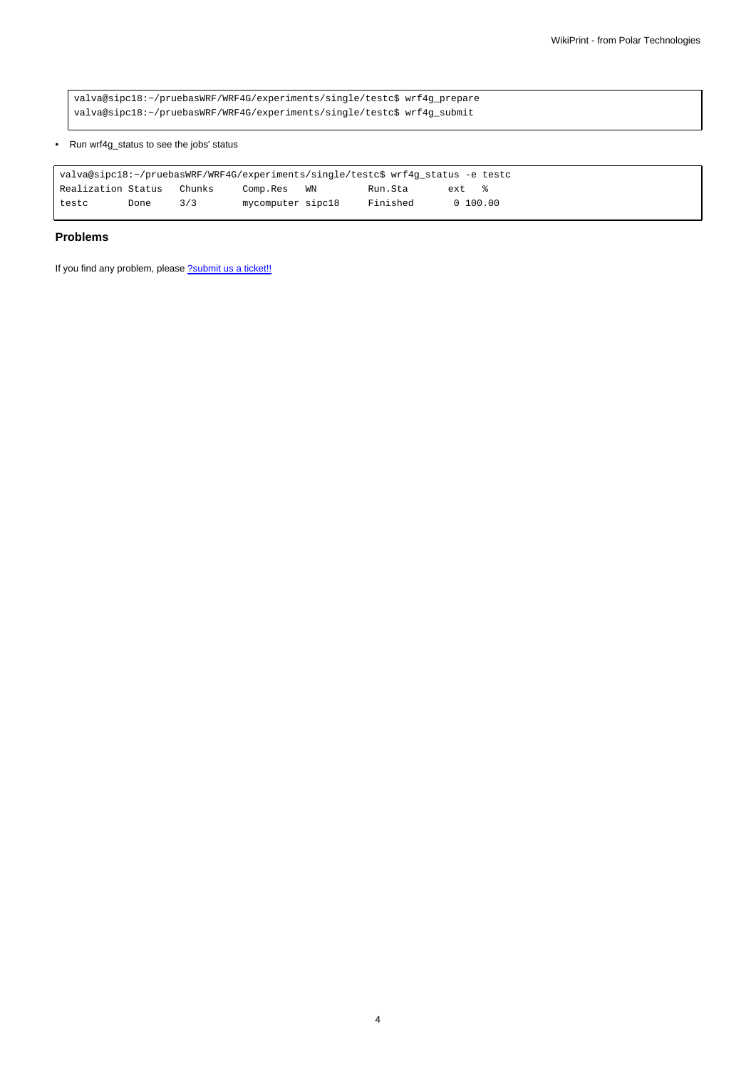```
valva@sipc18:~/pruebasWRF/WRF4G/experiments/single/testc$ wrf4g_prepare
valva@sipc18:~/pruebasWRF/WRF4G/experiments/single/testc$ wrf4g_submit
```

- Run wrf4g_status to see the jobs' status

```
valva@sipc18:~/pruebasWRF/WRF4G/experiments/single/testc$ wrf4g_status -e testc
Realization Status   Chunks     Comp.Res   WN         Run.Sta       ext   %
testc       Done     3/3        mycomputer sipc18     Finished       0 100.00
```

### Problems

If you find any problem, please ?submit us a ticket!!